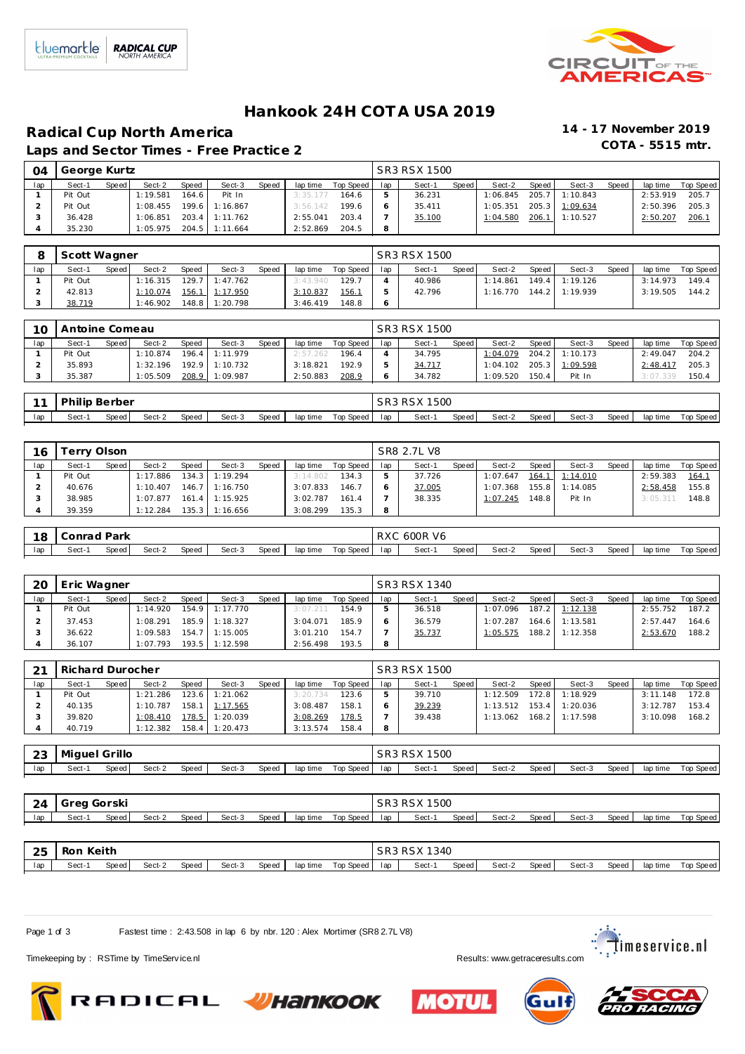# Hankook 24H COTA USA 2019

## Radical Cup North America

**14 - 17 November 2019**

### Laps and Sector Times - Free Practice 2

**COTA - 5515 mtr.**

| 04 | George Kurtz | | | | | | | | SR3 RSX 1500 | | | | | | | | |
|---|---|---|---|---|---|---|---|---|---|---|---|---|---|---|---|---|---|
| lap | Sect-1 | Speed | Sect-2 | Speed | Sect-3 | Speed | lap time | Top Speed | lap | Sect-1 | Speed | Sect-2 | Speed | Sect-3 | Speed | lap time | Top Speed |
| 1 | Pit Out | | 1:19.581 | 164.6 | Pit In | | 3:35.177 | 164.6 | 5 | 36.231 | | 1:06.845 | 205.7 | 1:10.843 | | 2:53.919 | 205.7 |
| 2 | Pit Out | | 1:08.455 | 199.6 | 1:16.867 | | 3:56.142 | 199.6 | 6 | 35.411 | | 1:05.351 | 205.3 | 1:09.634 | | 2:50.396 | 205.3 |
| 3 | 36.428 | | 1:06.851 | 203.4 | 1:11.762 | | 2:55.041 | 203.4 | 7 | 35.100 | | 1:04.580 | 206.1 | 1:10.527 | | 2:50.207 | 206.1 |
| 4 | 35.230 | | 1:05.975 | 204.5 | 1:11.664 | | 2:52.869 | 204.5 | 8 | | | | | | | | |

| 8 | Scott Wagner | | | | | | | | SR3 RSX 1500 | | | | | | | | |
|---|---|---|---|---|---|---|---|---|---|---|---|---|---|---|---|---|---|
| lap | Sect-1 | Speed | Sect-2 | Speed | Sect-3 | Speed | lap time | Top Speed | lap | Sect-1 | Speed | Sect-2 | Speed | Sect-3 | Speed | lap time | Top Speed |
| 1 | Pit Out | | 1:16.315 | 129.7 | 1:47.762 | | 3:43.940 | 129.7 | 4 | 40.986 | | 1:14.861 | 149.4 | 1:19.126 | | 3:14.973 | 149.4 |
| 2 | 42.813 | | 1:10.074 | 156.1 | 1:17.950 | | 3:10.837 | 156.1 | 5 | 42.796 | | 1:16.770 | 144.2 | 1:19.939 | | 3:19.505 | 144.2 |
| 3 | 38.719 | | 1:46.902 | 148.8 | 1:20.798 | | 3:46.419 | 148.8 | 6 | | | | | | | | |

| 10 | Antoine Comeau | | | | | | | | SR3 RSX 1500 | | | | | | | | |
|---|---|---|---|---|---|---|---|---|---|---|---|---|---|---|---|---|---|
| lap | Sect-1 | Speed | Sect-2 | Speed | Sect-3 | Speed | lap time | Top Speed | lap | Sect-1 | Speed | Sect-2 | Speed | Sect-3 | Speed | lap time | Top Speed |
| 1 | Pit Out | | 1:10.874 | 196.4 | 1:11.979 | | 2:57.262 | 196.4 | 4 | 34.795 | | 1:04.079 | 204.2 | 1:10.173 | | 2:49.047 | 204.2 |
| 2 | 35.893 | | 1:32.196 | 192.9 | 1:10.732 | | 3:18.821 | 192.9 | 5 | 34.717 | | 1:04.102 | 205.3 | 1:09.598 | | 2:48.417 | 205.3 |
| 3 | 35.387 | | 1:05.509 | 208.9 | 1:09.987 | | 2:50.883 | 208.9 | 6 | 34.782 | | 1:09.520 | 150.4 | Pit In | | 3:07.339 | 150.4 |

| 11 | Philip Berber | | | | | | | | SR3 RSX 1500 | | | | | | | | |
|---|---|---|---|---|---|---|---|---|---|---|---|---|---|---|---|---|---|
| lap | Sect-1 | Speed | Sect-2 | Speed | Sect-3 | Speed | lap time | Top Speed | lap | Sect-1 | Speed | Sect-2 | Speed | Sect-3 | Speed | lap time | Top Speed |

| 16 | Terry Olson | | | | | | | | SR8 2.7L V8 | | | | | | | | |
|---|---|---|---|---|---|---|---|---|---|---|---|---|---|---|---|---|---|
| lap | Sect-1 | Speed | Sect-2 | Speed | Sect-3 | Speed | lap time | Top Speed | lap | Sect-1 | Speed | Sect-2 | Speed | Sect-3 | Speed | lap time | Top Speed |
| 1 | Pit Out | | 1:17.886 | 134.3 | 1:19.294 | | 3:14.802 | 134.3 | 5 | 37.726 | | 1:07.647 | 164.1 | 1:14.010 | | 2:59.383 | 164.1 |
| 2 | 40.676 | | 1:10.407 | 146.7 | 1:16.750 | | 3:07.833 | 146.7 | 6 | 37.005 | | 1:07.368 | 155.8 | 1:14.085 | | 2:58.458 | 155.8 |
| 3 | 38.985 | | 1:07.877 | 161.4 | 1:15.925 | | 3:02.787 | 161.4 | 7 | 38.335 | | 1:07.245 | 148.8 | Pit In | | 3:05.311 | 148.8 |
| 4 | 39.359 | | 1:12.284 | 135.3 | 1:16.656 | | 3:08.299 | 135.3 | 8 | | | | | | | | |

| 18 | Conrad Park | | | | | | | | RXC 600R V6 | | | | | | | | |
|---|---|---|---|---|---|---|---|---|---|---|---|---|---|---|---|---|---|
| lap | Sect-1 | Speed | Sect-2 | Speed | Sect-3 | Speed | lap time | Top Speed | lap | Sect-1 | Speed | Sect-2 | Speed | Sect-3 | Speed | lap time | Top Speed |

| 20 | Eric Wagner | | | | | | | | SR3 RSX 1340 | | | | | | | | |
|---|---|---|---|---|---|---|---|---|---|---|---|---|---|---|---|---|---|
| lap | Sect-1 | Speed | Sect-2 | Speed | Sect-3 | Speed | lap time | Top Speed | lap | Sect-1 | Speed | Sect-2 | Speed | Sect-3 | Speed | lap time | Top Speed |
| 1 | Pit Out | | 1:14.920 | 154.9 | 1:17.770 | | 3:07.211 | 154.9 | 5 | 36.518 | | 1:07.096 | 187.2 | 1:12.138 | | 2:55.752 | 187.2 |
| 2 | 37.453 | | 1:08.291 | 185.9 | 1:18.327 | | 3:04.071 | 185.9 | 6 | 36.579 | | 1:07.287 | 164.6 | 1:13.581 | | 2:57.447 | 164.6 |
| 3 | 36.622 | | 1:09.583 | 154.7 | 1:15.005 | | 3:01.210 | 154.7 | 7 | 35.737 | | 1:05.575 | 188.2 | 1:12.358 | | 2:53.670 | 188.2 |
| 4 | 36.107 | | 1:07.793 | 193.5 | 1:12.598 | | 2:56.498 | 193.5 | 8 | | | | | | | | |

| 21 | Richard Durocher | | | | | | | | SR3 RSX 1500 | | | | | | | | |
|---|---|---|---|---|---|---|---|---|---|---|---|---|---|---|---|---|---|
| lap | Sect-1 | Speed | Sect-2 | Speed | Sect-3 | Speed | lap time | Top Speed | lap | Sect-1 | Speed | Sect-2 | Speed | Sect-3 | Speed | lap time | Top Speed |
| 1 | Pit Out | | 1:21.286 | 123.6 | 1:21.062 | | 3:20.734 | 123.6 | 5 | 39.710 | | 1:12.509 | 172.8 | 1:18.929 | | 3:11.148 | 172.8 |
| 2 | 40.135 | | 1:10.787 | 158.1 | 1:17.565 | | 3:08.487 | 158.1 | 6 | 39.239 | | 1:13.512 | 153.4 | 1:20.036 | | 3:12.787 | 153.4 |
| 3 | 39.820 | | 1:08.410 | 178.5 | 1:20.039 | | 3:08.269 | 178.5 | 7 | 39.438 | | 1:13.062 | 168.2 | 1:17.598 | | 3:10.098 | 168.2 |
| 4 | 40.719 | | 1:12.382 | 158.4 | 1:20.473 | | 3:13.574 | 158.4 | 8 | | | | | | | | |

| 23 | Miguel Grillo | | | | | | | | SR3 RSX 1500 | | | | | | | | |
|---|---|---|---|---|---|---|---|---|---|---|---|---|---|---|---|---|---|
| lap | Sect-1 | Speed | Sect-2 | Speed | Sect-3 | Speed | lap time | Top Speed | lap | Sect-1 | Speed | Sect-2 | Speed | Sect-3 | Speed | lap time | Top Speed |

| 24 | Greg Gorski | | | | | | | | SR3 RSX 1500 | | | | | | | | |
|---|---|---|---|---|---|---|---|---|---|---|---|---|---|---|---|---|---|
| lap | Sect-1 | Speed | Sect-2 | Speed | Sect-3 | Speed | lap time | Top Speed | lap | Sect-1 | Speed | Sect-2 | Speed | Sect-3 | Speed | lap time | Top Speed |

| 25 | Ron Keith | | | | | | | | SR3 RSX 1340 | | | | | | | | |
|---|---|---|---|---|---|---|---|---|---|---|---|---|---|---|---|---|---|
| lap | Sect-1 | Speed | Sect-2 | Speed | Sect-3 | Speed | lap time | Top Speed | lap | Sect-1 | Speed | Sect-2 | Speed | Sect-3 | Speed | lap time | Top Speed |

Fastest time : 2:43.508 in lap 6 by nbr. 120 : Alex Mortimer (SR8 2.7L V8)

Timekeeping by : RSTime by TimeService.nl

Results: www.getraceresults.com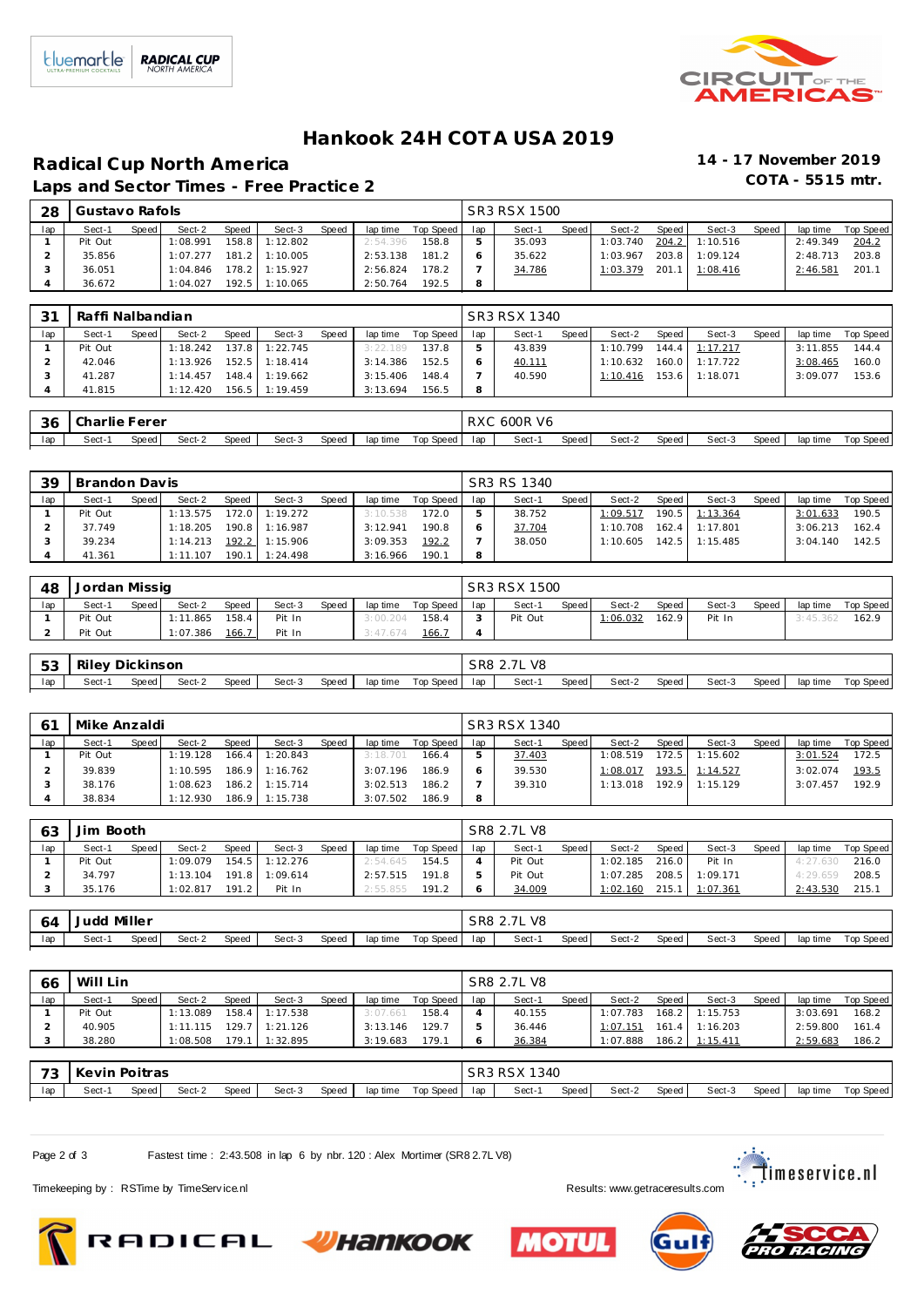# Hankook 24H COTA USA 2019

## Radical Cup North America

### Laps and Sector Times - Free Practice 2

**14 - 17 November 2019**
**COTA - 5515 mtr.**

| 28 | Gustavo Rafols | | | | | | | | SR3 RSX 1500 | | | | | | | | |
|---|---|---|---|---|---|---|---|---|---|---|---|---|---|---|---|---|---|
| lap | Sect-1 | Speed | Sect-2 | Speed | Sect-3 | Speed | lap time | Top Speed | lap | Sect-1 | Speed | Sect-2 | Speed | Sect-3 | Speed | lap time | Top Speed |
| 1 | Pit Out | | 1:08.991 | 158.8 | 1:12.802 | | 2:54.396 | 158.8 | 5 | 35.093 | | 1:03.740 | 204.2 | 1:10.516 | | 2:49.349 | 204.2 |
| 2 | 35.856 | | 1:07.277 | 181.2 | 1:10.005 | | 2:53.138 | 181.2 | 6 | 35.622 | | 1:03.967 | 203.8 | 1:09.124 | | 2:48.713 | 203.8 |
| 3 | 36.051 | | 1:04.846 | 178.2 | 1:15.927 | | 2:56.824 | 178.2 | 7 | 34.786 | | 1:03.379 | 201.1 | 1:08.416 | | 2:46.581 | 201.1 |
| 4 | 36.672 | | 1:04.027 | 192.5 | 1:10.065 | | 2:50.764 | 192.5 | 8 | | | | | | | | |

| 31 | Raffi Nalbandian | | | | | | | | SR3 RSX 1340 | | | | | | | | |
|---|---|---|---|---|---|---|---|---|---|---|---|---|---|---|---|---|---|
| lap | Sect-1 | Speed | Sect-2 | Speed | Sect-3 | Speed | lap time | Top Speed | lap | Sect-1 | Speed | Sect-2 | Speed | Sect-3 | Speed | lap time | Top Speed |
| 1 | Pit Out | | 1:18.242 | 137.8 | 1:22.745 | | 3:22.189 | 137.8 | 5 | 43.839 | | 1:10.799 | 144.4 | 1:17.217 | | 3:11.855 | 144.4 |
| 2 | 42.046 | | 1:13.926 | 152.5 | 1:18.414 | | 3:14.386 | 152.5 | 6 | 40.111 | | 1:10.632 | 160.0 | 1:17.722 | | 3:08.465 | 160.0 |
| 3 | 41.287 | | 1:14.457 | 148.4 | 1:19.662 | | 3:15.406 | 148.4 | 7 | 40.590 | | 1:10.416 | 153.6 | 1:18.071 | | 3:09.077 | 153.6 |
| 4 | 41.815 | | 1:12.420 | 156.5 | 1:19.459 | | 3:13.694 | 156.5 | 8 | | | | | | | | |

| 36 | Charlie Ferer | | | | | | | | RXC 600R V6 | | | | | | | | |
|---|---|---|---|---|---|---|---|---|---|---|---|---|---|---|---|---|---|
| lap | Sect-1 | Speed | Sect-2 | Speed | Sect-3 | Speed | lap time | Top Speed | lap | Sect-1 | Speed | Sect-2 | Speed | Sect-3 | Speed | lap time | Top Speed |

| 39 | Brandon Davis | | | | | | | | SR3 RS 1340 | | | | | | | | |
|---|---|---|---|---|---|---|---|---|---|---|---|---|---|---|---|---|---|
| lap | Sect-1 | Speed | Sect-2 | Speed | Sect-3 | Speed | lap time | Top Speed | lap | Sect-1 | Speed | Sect-2 | Speed | Sect-3 | Speed | lap time | Top Speed |
| 1 | Pit Out | | 1:13.575 | 172.0 | 1:19.272 | | 3:10.538 | 172.0 | 5 | 38.752 | | 1:09.517 | 190.5 | 1:13.364 | | 3:01.633 | 190.5 |
| 2 | 37.749 | | 1:18.205 | 190.8 | 1:16.987 | | 3:12.941 | 190.8 | 6 | 37.704 | | 1:10.708 | 162.4 | 1:17.801 | | 3:06.213 | 162.4 |
| 3 | 39.234 | | 1:14.213 | 192.2 | 1:15.906 | | 3:09.353 | 192.2 | 7 | 38.050 | | 1:10.605 | 142.5 | 1:15.485 | | 3:04.140 | 142.5 |
| 4 | 41.361 | | 1:11.107 | 190.1 | 1:24.498 | | 3:16.966 | 190.1 | 8 | | | | | | | | |

| 48 | Jordan Missig | | | | | | | | SR3 RSX 1500 | | | | | | | | |
|---|---|---|---|---|---|---|---|---|---|---|---|---|---|---|---|---|---|
| lap | Sect-1 | Speed | Sect-2 | Speed | Sect-3 | Speed | lap time | Top Speed | lap | Sect-1 | Speed | Sect-2 | Speed | Sect-3 | Speed | lap time | Top Speed |
| 1 | Pit Out | | 1:11.865 | 158.4 | Pit In | | 3:00.204 | 158.4 | 3 | Pit Out | | 1:06.032 | 162.9 | Pit In | | 3:45.362 | 162.9 |
| 2 | Pit Out | | 1:07.386 | 166.7 | Pit In | | 3:47.674 | 166.7 | 4 | | | | | | | | |

| 53 | Riley Dickinson | | | | | | | | SR8 2.7L V8 | | | | | | | | |
|---|---|---|---|---|---|---|---|---|---|---|---|---|---|---|---|---|---|
| lap | Sect-1 | Speed | Sect-2 | Speed | Sect-3 | Speed | lap time | Top Speed | lap | Sect-1 | Speed | Sect-2 | Speed | Sect-3 | Speed | lap time | Top Speed |

| 61 | Mike Anzaldi | | | | | | | | SR3 RSX 1340 | | | | | | | | |
|---|---|---|---|---|---|---|---|---|---|---|---|---|---|---|---|---|---|
| lap | Sect-1 | Speed | Sect-2 | Speed | Sect-3 | Speed | lap time | Top Speed | lap | Sect-1 | Speed | Sect-2 | Speed | Sect-3 | Speed | lap time | Top Speed |
| 1 | Pit Out | | 1:19.128 | 166.4 | 1:20.843 | | 3:18.701 | 166.4 | 5 | 37.403 | | 1:08.519 | 172.5 | 1:15.602 | | 3:01.524 | 172.5 |
| 2 | 39.839 | | 1:10.595 | 186.9 | 1:16.762 | | 3:07.196 | 186.9 | 6 | 39.530 | | 1:08.017 | 193.5 | 1:14.527 | | 3:02.074 | 193.5 |
| 3 | 38.176 | | 1:08.623 | 186.2 | 1:15.714 | | 3:02.513 | 186.2 | 7 | 39.310 | | 1:13.018 | 192.9 | 1:15.129 | | 3:07.457 | 192.9 |
| 4 | 38.834 | | 1:12.930 | 186.9 | 1:15.738 | | 3:07.502 | 186.9 | 8 | | | | | | | | |

| 63 | Jim Booth | | | | | | | | SR8 2.7L V8 | | | | | | | | |
|---|---|---|---|---|---|---|---|---|---|---|---|---|---|---|---|---|---|
| lap | Sect-1 | Speed | Sect-2 | Speed | Sect-3 | Speed | lap time | Top Speed | lap | Sect-1 | Speed | Sect-2 | Speed | Sect-3 | Speed | lap time | Top Speed |
| 1 | Pit Out | | 1:09.079 | 154.5 | 1:12.276 | | 2:54.645 | 154.5 | 4 | Pit Out | | 1:02.185 | 216.0 | Pit In | | 4:27.630 | 216.0 |
| 2 | 34.797 | | 1:13.104 | 191.8 | 1:09.614 | | 2:57.515 | 191.8 | 5 | Pit Out | | 1:07.285 | 208.5 | 1:09.171 | | 4:29.659 | 208.5 |
| 3 | 35.176 | | 1:02.817 | 191.2 | Pit In | | 2:55.855 | 191.2 | 6 | 34.009 | | 1:02.160 | 215.1 | 1:07.361 | | 2:43.530 | 215.1 |

| 64 | Judd Miller | | | | | | | | SR8 2.7L V8 | | | | | | | | |
|---|---|---|---|---|---|---|---|---|---|---|---|---|---|---|---|---|---|
| lap | Sect-1 | Speed | Sect-2 | Speed | Sect-3 | Speed | lap time | Top Speed | lap | Sect-1 | Speed | Sect-2 | Speed | Sect-3 | Speed | lap time | Top Speed |

| 66 | Will Lin | | | | | | | | SR8 2.7L V8 | | | | | | | | |
|---|---|---|---|---|---|---|---|---|---|---|---|---|---|---|---|---|---|
| lap | Sect-1 | Speed | Sect-2 | Speed | Sect-3 | Speed | lap time | Top Speed | lap | Sect-1 | Speed | Sect-2 | Speed | Sect-3 | Speed | lap time | Top Speed |
| 1 | Pit Out | | 1:13.089 | 158.4 | 1:17.538 | | 3:07.661 | 158.4 | 4 | 40.155 | | 1:07.783 | 168.2 | 1:15.753 | | 3:03.691 | 168.2 |
| 2 | 40.905 | | 1:11.115 | 129.7 | 1:21.126 | | 3:13.146 | 129.7 | 5 | 36.446 | | 1:07.151 | 161.4 | 1:16.203 | | 2:59.800 | 161.4 |
| 3 | 38.280 | | 1:08.508 | 179.1 | 1:32.895 | | 3:19.683 | 179.1 | 6 | 36.384 | | 1:07.888 | 186.2 | 1:15.411 | | 2:59.683 | 186.2 |

| 73 | Kevin Poitras | | | | | | | | SR3 RSX 1340 | | | | | | | | |
|---|---|---|---|---|---|---|---|---|---|---|---|---|---|---|---|---|---|
| lap | Sect-1 | Speed | Sect-2 | Speed | Sect-3 | Speed | lap time | Top Speed | lap | Sect-1 | Speed | Sect-2 | Speed | Sect-3 | Speed | lap time | Top Speed |

Fastest time : 2:43.508 in lap 6 by nbr. 120 : Alex Mortimer (SR8 2.7L V8)

Timekeeping by : RSTime by TimeService.nl

Results: www.getraceresults.com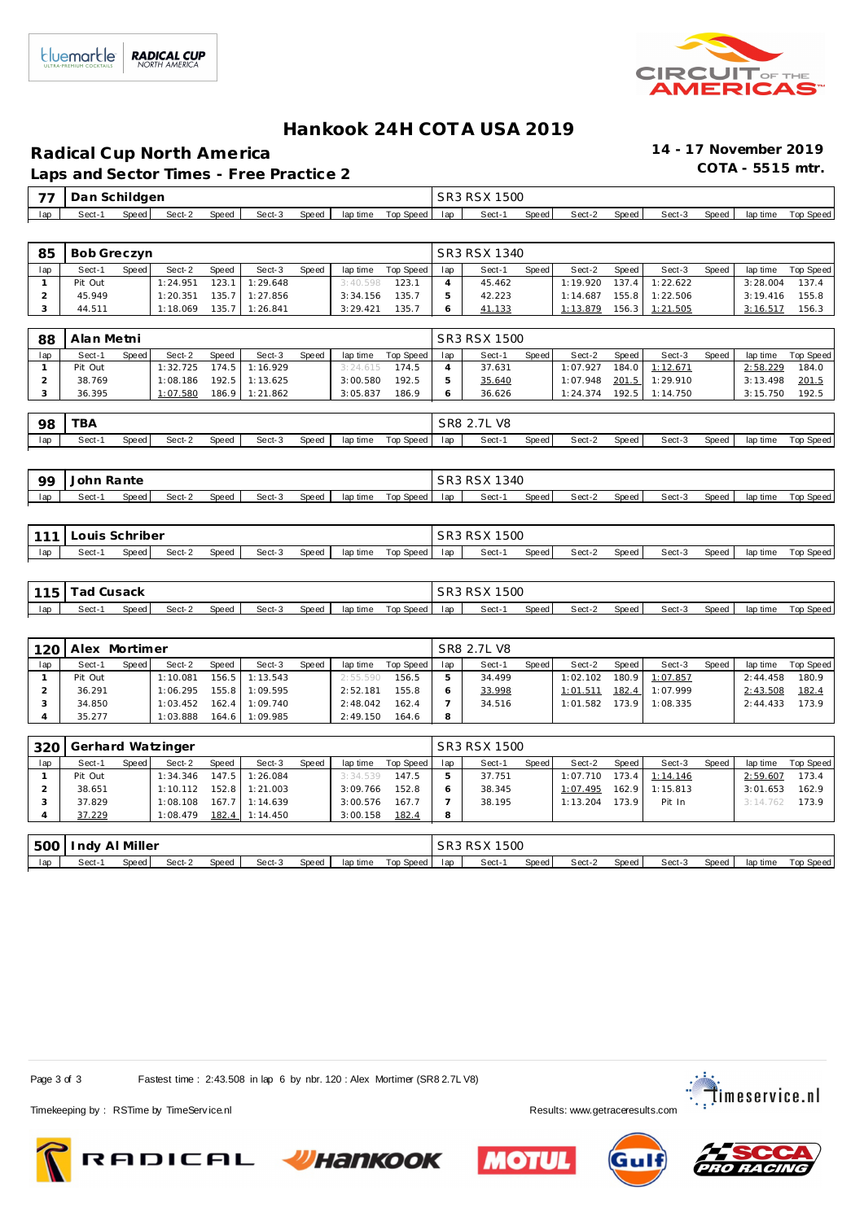# Hankook 24H COTA USA 2019

## Radical Cup North America

**14 - 17 November 2019**

**COTA - 5515 mtr.**

### Laps and Sector Times - Free Practice 2

| 77 | Dan Schildgen | | | | | | | | SR3 RSX 1500 | | | | | | | | |
|---|---|---|---|---|---|---|---|---|---|---|---|---|---|---|---|---|---|
| lap | Sect-1 | Speed | Sect-2 | Speed | Sect-3 | Speed | lap time | Top Speed | lap | Sect-1 | Speed | Sect-2 | Speed | Sect-3 | Speed | lap time | Top Speed |

| 85 | Bob Greczyn | | | | | | | | SR3 RSX 1340 | | | | | | | | |
|---|---|---|---|---|---|---|---|---|---|---|---|---|---|---|---|---|---|
| lap | Sect-1 | Speed | Sect-2 | Speed | Sect-3 | Speed | lap time | Top Speed | lap | Sect-1 | Speed | Sect-2 | Speed | Sect-3 | Speed | lap time | Top Speed |
| 1 | Pit Out | | 1:24.951 | 123.1 | 1:29.648 | | 3:40.598 | 123.1 | 4 | 45.462 | | 1:19.920 | 137.4 | 1:22.622 | | 3:28.004 | 137.4 |
| 2 | 45.949 | | 1:20.351 | 135.7 | 1:27.856 | | 3:34.156 | 135.7 | 5 | 42.223 | | 1:14.687 | 155.8 | 1:22.506 | | 3:19.416 | 155.8 |
| 3 | 44.511 | | 1:18.069 | 135.7 | 1:26.841 | | 3:29.421 | 135.7 | 6 | 41.133 | | 1:13.879 | 156.3 | 1:21.505 | | 3:16.517 | 156.3 |

| 88 | Alan Metni | | | | | | | | SR3 RSX 1500 | | | | | | | | |
|---|---|---|---|---|---|---|---|---|---|---|---|---|---|---|---|---|---|
| lap | Sect-1 | Speed | Sect-2 | Speed | Sect-3 | Speed | lap time | Top Speed | lap | Sect-1 | Speed | Sect-2 | Speed | Sect-3 | Speed | lap time | Top Speed |
| 1 | Pit Out | | 1:32.725 | 174.5 | 1:16.929 | | 3:24.615 | 174.5 | 4 | 37.631 | | 1:07.927 | 184.0 | 1:12.671 | | 2:58.229 | 184.0 |
| 2 | 38.769 | | 1:08.186 | 192.5 | 1:13.625 | | 3:00.580 | 192.5 | 5 | 35.640 | | 1:07.948 | 201.5 | 1:29.910 | | 3:13.498 | 201.5 |
| 3 | 36.395 | | 1:07.580 | 186.9 | 1:21.862 | | 3:05.837 | 186.9 | 6 | 36.626 | | 1:24.374 | 192.5 | 1:14.750 | | 3:15.750 | 192.5 |

| 98 | TBA | | | | | | | | SR8 2.7L V8 | | | | | | | | |
|---|---|---|---|---|---|---|---|---|---|---|---|---|---|---|---|---|---|
| lap | Sect-1 | Speed | Sect-2 | Speed | Sect-3 | Speed | lap time | Top Speed | lap | Sect-1 | Speed | Sect-2 | Speed | Sect-3 | Speed | lap time | Top Speed |

| 99 | John Rante | | | | | | | | SR3 RSX 1340 | | | | | | | | |
|---|---|---|---|---|---|---|---|---|---|---|---|---|---|---|---|---|---|
| lap | Sect-1 | Speed | Sect-2 | Speed | Sect-3 | Speed | lap time | Top Speed | lap | Sect-1 | Speed | Sect-2 | Speed | Sect-3 | Speed | lap time | Top Speed |

| 111 | Louis Schriber | | | | | | | | SR3 RSX 1500 | | | | | | | | |
|---|---|---|---|---|---|---|---|---|---|---|---|---|---|---|---|---|---|
| lap | Sect-1 | Speed | Sect-2 | Speed | Sect-3 | Speed | lap time | Top Speed | lap | Sect-1 | Speed | Sect-2 | Speed | Sect-3 | Speed | lap time | Top Speed |

| 115 | Tad Cusack | | | | | | | | SR3 RSX 1500 | | | | | | | | |
|---|---|---|---|---|---|---|---|---|---|---|---|---|---|---|---|---|---|
| lap | Sect-1 | Speed | Sect-2 | Speed | Sect-3 | Speed | lap time | Top Speed | lap | Sect-1 | Speed | Sect-2 | Speed | Sect-3 | Speed | lap time | Top Speed |

| 120 | Alex Mortimer | | | | | | | | SR8 2.7L V8 | | | | | | | | |
|---|---|---|---|---|---|---|---|---|---|---|---|---|---|---|---|---|---|
| lap | Sect-1 | Speed | Sect-2 | Speed | Sect-3 | Speed | lap time | Top Speed | lap | Sect-1 | Speed | Sect-2 | Speed | Sect-3 | Speed | lap time | Top Speed |
| 1 | Pit Out | | 1:10.081 | 156.5 | 1:13.543 | | 2:55.590 | 156.5 | 5 | 34.499 | | 1:02.102 | 180.9 | 1:07.857 | | 2:44.458 | 180.9 |
| 2 | 36.291 | | 1:06.295 | 155.8 | 1:09.595 | | 2:52.181 | 155.8 | 6 | 33.998 | | 1:01.511 | 182.4 | 1:07.999 | | 2:43.508 | 182.4 |
| 3 | 34.850 | | 1:03.452 | 162.4 | 1:09.740 | | 2:48.042 | 162.4 | 7 | 34.516 | | 1:01.582 | 173.9 | 1:08.335 | | 2:44.433 | 173.9 |
| 4 | 35.277 | | 1:03.888 | 164.6 | 1:09.985 | | 2:49.150 | 164.6 | 8 | | | | | | | | |

| 320 | Gerhard Watzinger | | | | | | | | SR3 RSX 1500 | | | | | | | | |
|---|---|---|---|---|---|---|---|---|---|---|---|---|---|---|---|---|---|
| lap | Sect-1 | Speed | Sect-2 | Speed | Sect-3 | Speed | lap time | Top Speed | lap | Sect-1 | Speed | Sect-2 | Speed | Sect-3 | Speed | lap time | Top Speed |
| 1 | Pit Out | | 1:34.346 | 147.5 | 1:26.084 | | 3:34.539 | 147.5 | 5 | 37.751 | | 1:07.710 | 173.4 | 1:14.146 | | 2:59.607 | 173.4 |
| 2 | 38.651 | | 1:10.112 | 152.8 | 1:21.003 | | 3:09.766 | 152.8 | 6 | 38.345 | | 1:07.495 | 162.9 | 1:15.813 | | 3:01.653 | 162.9 |
| 3 | 37.829 | | 1:08.108 | 167.7 | 1:14.639 | | 3:00.576 | 167.7 | 7 | 38.195 | | 1:13.204 | 173.9 | Pit In | | 3:14.762 | 173.9 |
| 4 | 37.229 | | 1:08.479 | 182.4 | 1:14.450 | | 3:00.158 | 182.4 | 8 | | | | | | | | |

| 500 | Indy Al Miller | | | | | | | | SR3 RSX 1500 | | | | | | | | |
|---|---|---|---|---|---|---|---|---|---|---|---|---|---|---|---|---|---|
| lap | Sect-1 | Speed | Sect-2 | Speed | Sect-3 | Speed | lap time | Top Speed | lap | Sect-1 | Speed | Sect-2 | Speed | Sect-3 | Speed | lap time | Top Speed |

Fastest time : 2:43.508 in lap 6 by nbr. 120 : Alex Mortimer (SR8 2.7L V8)

Timekeeping by : RSTime by TimeService.nl

Results: www.getraceresults.com